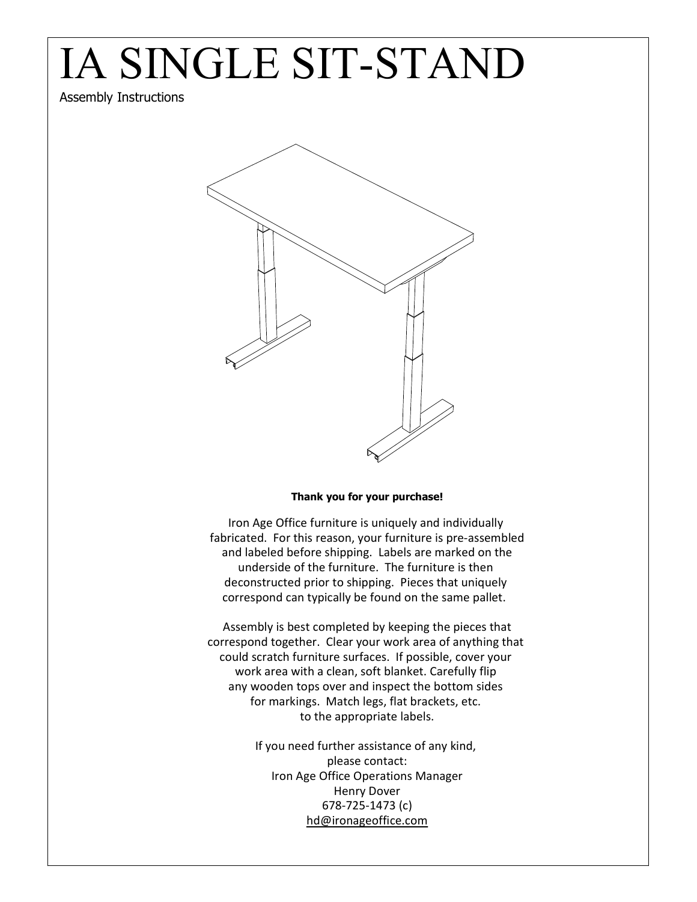# IA SINGLE SIT-STAND

Assembly Instructions

**Thank you for your purchase!**

Iron Age Office furniture is uniquely and individually fabricated. For this reason, your furniture is pre-assembled and labeled before shipping. Labels are marked on the underside of the furniture. The furniture is then deconstructed prior to shipping. Pieces that uniquely correspond can typically be found on the same pallet.

Assembly is best completed by keeping the pieces that correspond together. Clear your work area of anything that could scratch furniture surfaces. If possible, cover your work area with a clean, soft blanket. Carefully flip any wooden tops over and inspect the bottom sides for markings. Match legs, flat brackets, etc. to the appropriate labels.

If you need further assistance of any kind,
please contact:
Iron Age Office Operations Manager
Henry Dover
678-725-1473 (c)
hd@ironageoffice.com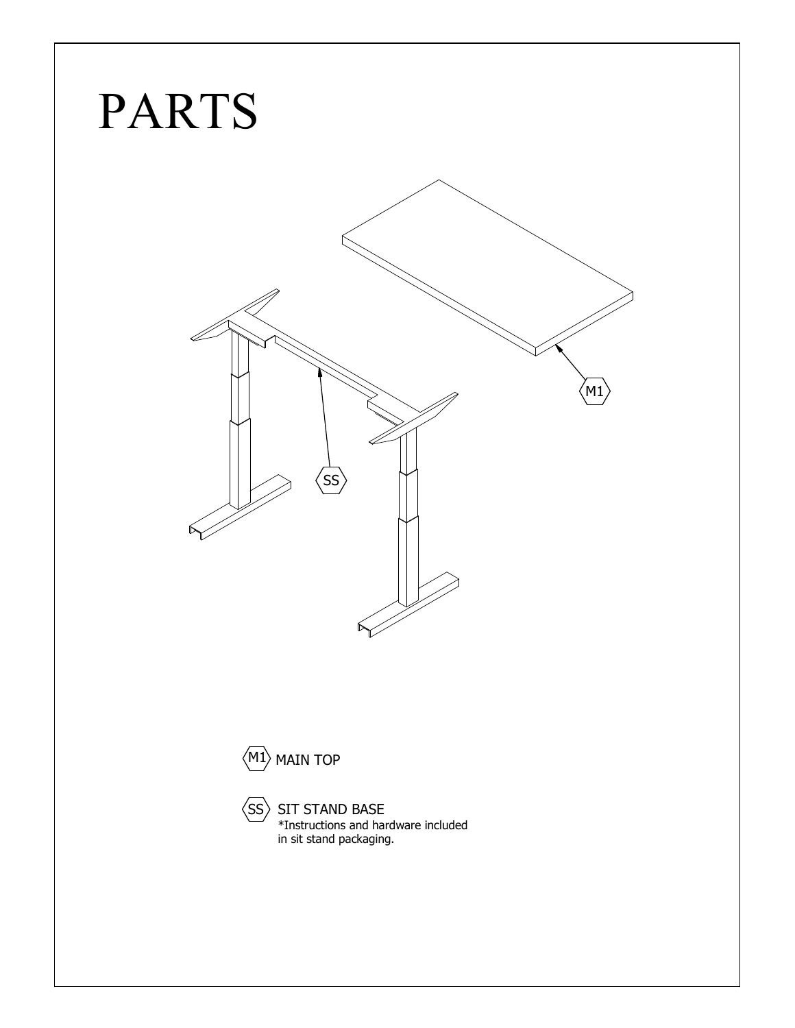# PARTS

M1 MAIN TOP

SS SIT STAND BASE
*Instructions and hardware included in sit stand packaging.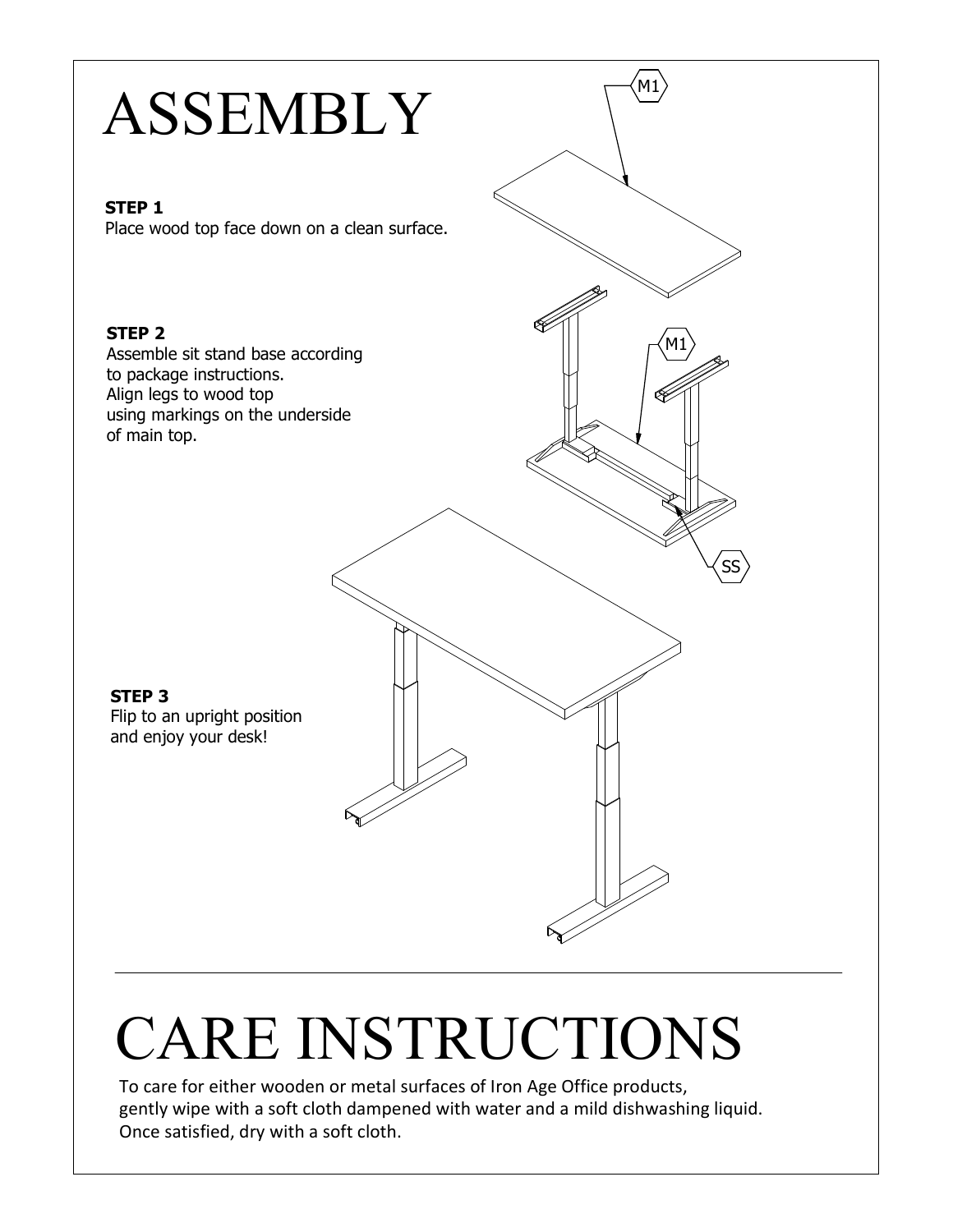# ASSEMBLY

**STEP 1**
Place wood top face down on a clean surface.

**STEP 2**
Assemble sit stand base according to package instructions.
Align legs to wood top using markings on the underside of main top.

**STEP 3**
Flip to an upright position and enjoy your desk!

# CARE INSTRUCTIONS

To care for either wooden or metal surfaces of Iron Age Office products, gently wipe with a soft cloth dampened with water and a mild dishwashing liquid. Once satisfied, dry with a soft cloth.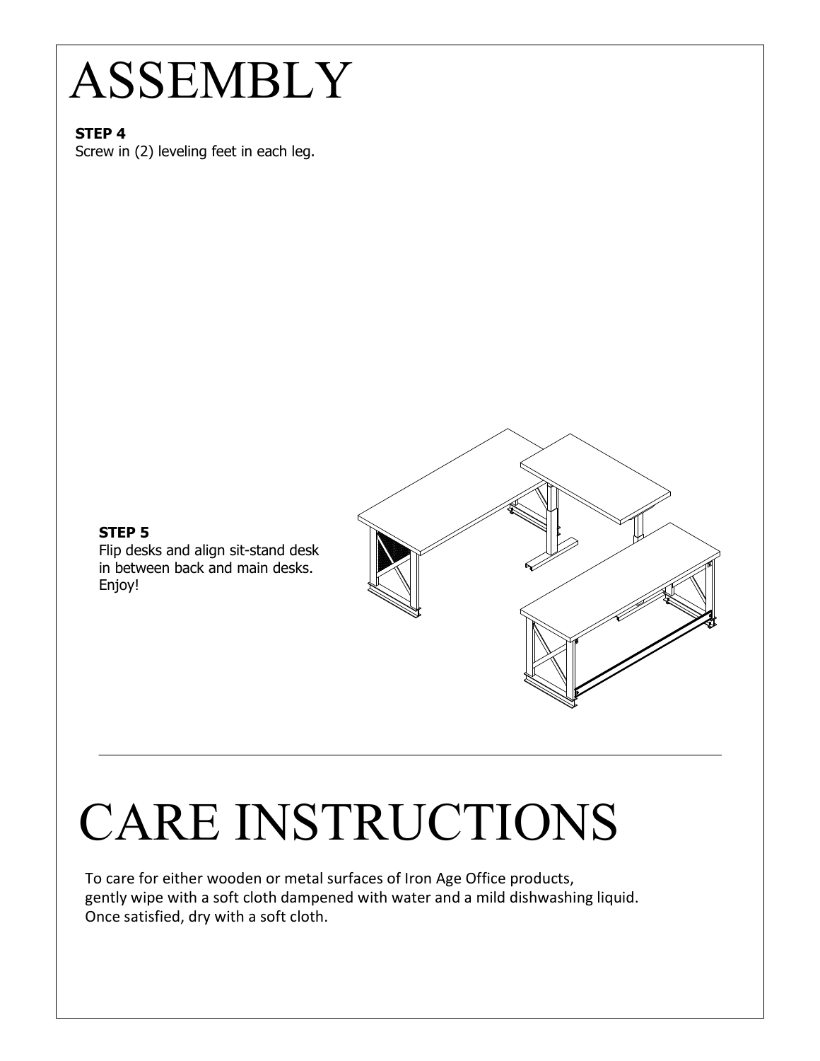# ASSEMBLY

**STEP 4**
Screw in (2) leveling feet in each leg.

**STEP 5**
Flip desks and align sit-stand desk in between back and main desks. Enjoy!

---

# CARE INSTRUCTIONS

To care for either wooden or metal surfaces of Iron Age Office products, gently wipe with a soft cloth dampened with water and a mild dishwashing liquid. Once satisfied, dry with a soft cloth.